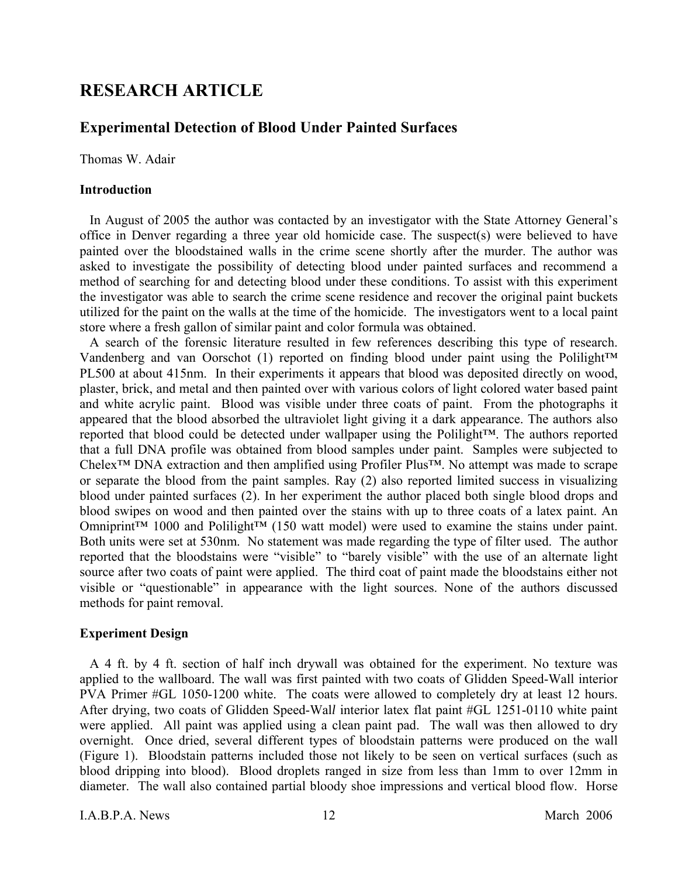# RESEARCH ARTICLE

## Experimental Detection of Blood Under Painted Surfaces

Thomas W. Adair

### Introduction

In August of 2005 the author was contacted by an investigator with the State Attorney General's office in Denver regarding a three year old homicide case. The suspect(s) were believed to have painted over the bloodstained walls in the crime scene shortly after the murder. The author was asked to investigate the possibility of detecting blood under painted surfaces and recommend a method of searching for and detecting blood under these conditions. To assist with this experiment the investigator was able to search the crime scene residence and recover the original paint buckets utilized for the paint on the walls at the time of the homicide. The investigators went to a local paint store where a fresh gallon of similar paint and color formula was obtained.

A search of the forensic literature resulted in few references describing this type of research. Vandenberg and van Oorschot (1) reported on finding blood under paint using the Polilight™ PL500 at about 415nm. In their experiments it appears that blood was deposited directly on wood, plaster, brick, and metal and then painted over with various colors of light colored water based paint and white acrylic paint. Blood was visible under three coats of paint. From the photographs it appeared that the blood absorbed the ultraviolet light giving it a dark appearance. The authors also reported that blood could be detected under wallpaper using the Polilight™. The authors reported that a full DNA profile was obtained from blood samples under paint. Samples were subjected to Chelex™ DNA extraction and then amplified using Profiler Plus™. No attempt was made to scrape or separate the blood from the paint samples. Ray (2) also reported limited success in visualizing blood under painted surfaces (2). In her experiment the author placed both single blood drops and blood swipes on wood and then painted over the stains with up to three coats of a latex paint. An Omniprint™ 1000 and Polilight™ (150 watt model) were used to examine the stains under paint. Both units were set at 530nm. No statement was made regarding the type of filter used. The author reported that the bloodstains were "visible" to "barely visible" with the use of an alternate light source after two coats of paint were applied. The third coat of paint made the bloodstains either not visible or "questionable" in appearance with the light sources. None of the authors discussed methods for paint removal.

### Experiment Design

A 4 ft. by 4 ft. section of half inch drywall was obtained for the experiment. No texture was applied to the wallboard. The wall was first painted with two coats of Glidden Speed-Wall interior PVA Primer #GL 1050-1200 white. The coats were allowed to completely dry at least 12 hours. After drying, two coats of Glidden Speed-Wal*l* interior latex flat paint #GL 1251-0110 white paint were applied. All paint was applied using a clean paint pad. The wall was then allowed to dry overnight. Once dried, several different types of bloodstain patterns were produced on the wall (Figure 1). Bloodstain patterns included those not likely to be seen on vertical surfaces (such as blood dripping into blood). Blood droplets ranged in size from less than 1mm to over 12mm in diameter. The wall also contained partial bloody shoe impressions and vertical blood flow. Horse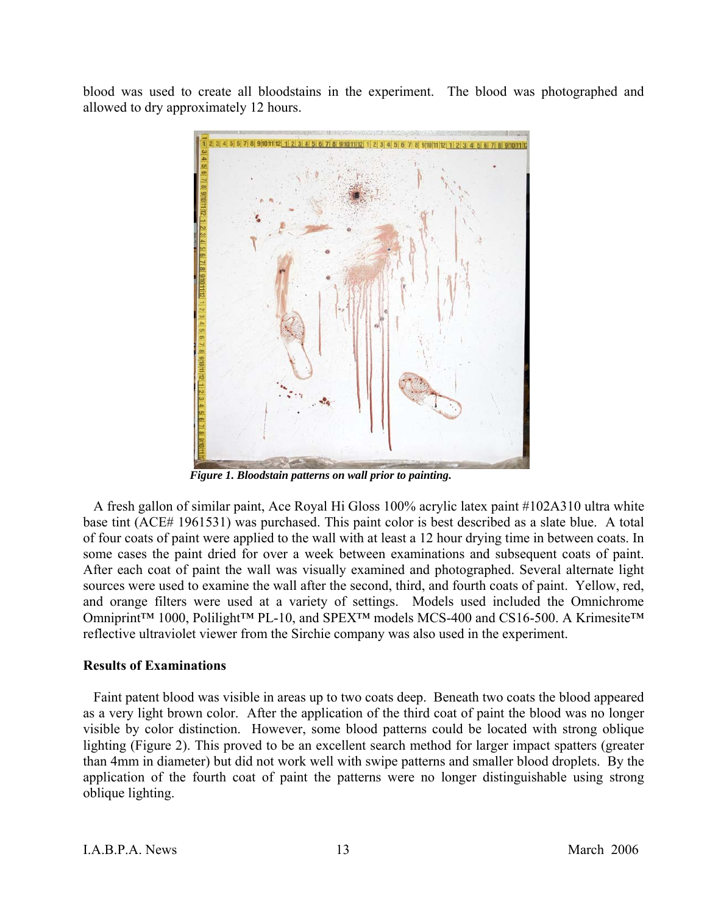blood was used to create all bloodstains in the experiment. The blood was photographed and allowed to dry approximately 12 hours.

*Figure 1. Bloodstain patterns on wall prior to painting.*

A fresh gallon of similar paint, Ace Royal Hi Gloss 100% acrylic latex paint #102A310 ultra white base tint (ACE# 1961531) was purchased. This paint color is best described as a slate blue. A total of four coats of paint were applied to the wall with at least a 12 hour drying time in between coats. In some cases the paint dried for over a week between examinations and subsequent coats of paint. After each coat of paint the wall was visually examined and photographed. Several alternate light sources were used to examine the wall after the second, third, and fourth coats of paint. Yellow, red, and orange filters were used at a variety of settings. Models used included the Omnichrome Omniprint™ 1000, Polilight™ PL-10, and SPEX™ models MCS-400 and CS16-500. A Krimesite™ reflective ultraviolet viewer from the Sirchie company was also used in the experiment.

**Results of Examinations**

Faint patent blood was visible in areas up to two coats deep. Beneath two coats the blood appeared as a very light brown color. After the application of the third coat of paint the blood was no longer visible by color distinction. However, some blood patterns could be located with strong oblique lighting (Figure 2). This proved to be an excellent search method for larger impact spatters (greater than 4mm in diameter) but did not work well with swipe patterns and smaller blood droplets. By the application of the fourth coat of paint the patterns were no longer distinguishable using strong oblique lighting.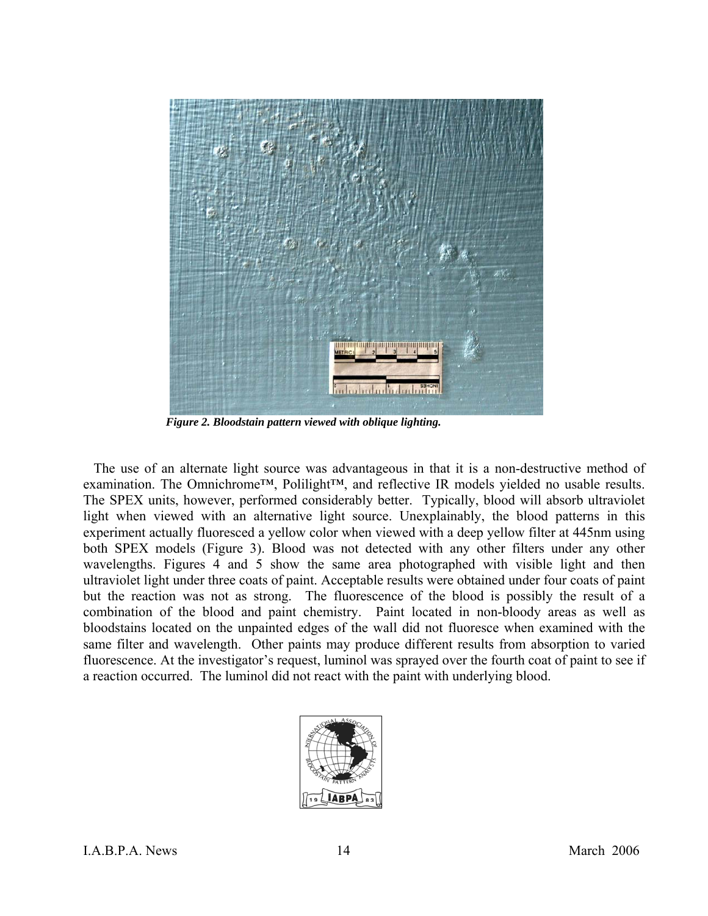*Figure 2. Bloodstain pattern viewed with oblique lighting.*

The use of an alternate light source was advantageous in that it is a non-destructive method of examination. The Omnichrome™, Polilight™, and reflective IR models yielded no usable results. The SPEX units, however, performed considerably better. Typically, blood will absorb ultraviolet light when viewed with an alternative light source. Unexplainably, the blood patterns in this experiment actually fluoresced a yellow color when viewed with a deep yellow filter at 445nm using both SPEX models (Figure 3). Blood was not detected with any other filters under any other wavelengths. Figures 4 and 5 show the same area photographed with visible light and then ultraviolet light under three coats of paint. Acceptable results were obtained under four coats of paint but the reaction was not as strong. The fluorescence of the blood is possibly the result of a combination of the blood and paint chemistry. Paint located in non-bloody areas as well as bloodstains located on the unpainted edges of the wall did not fluoresce when examined with the same filter and wavelength. Other paints may produce different results from absorption to varied fluorescence. At the investigator's request, luminol was sprayed over the fourth coat of paint to see if a reaction occurred. The luminol did not react with the paint with underlying blood.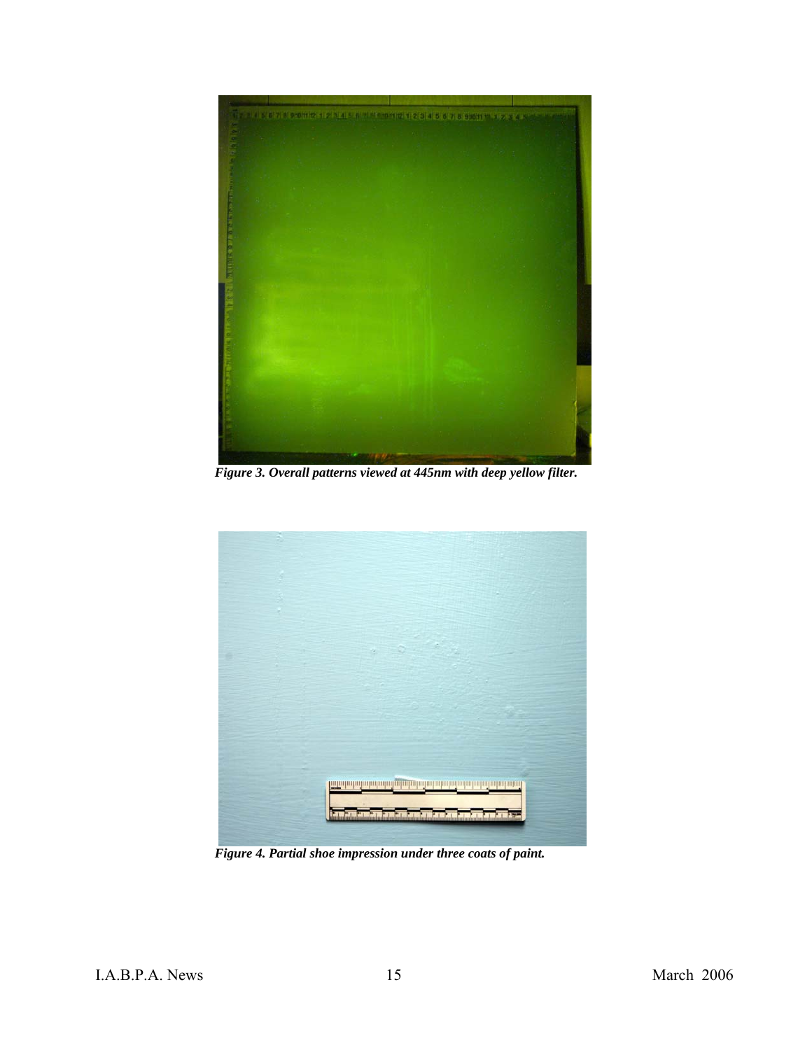*Figure 3. Overall patterns viewed at 445nm with deep yellow filter.*

*Figure 4. Partial shoe impression under three coats of paint.*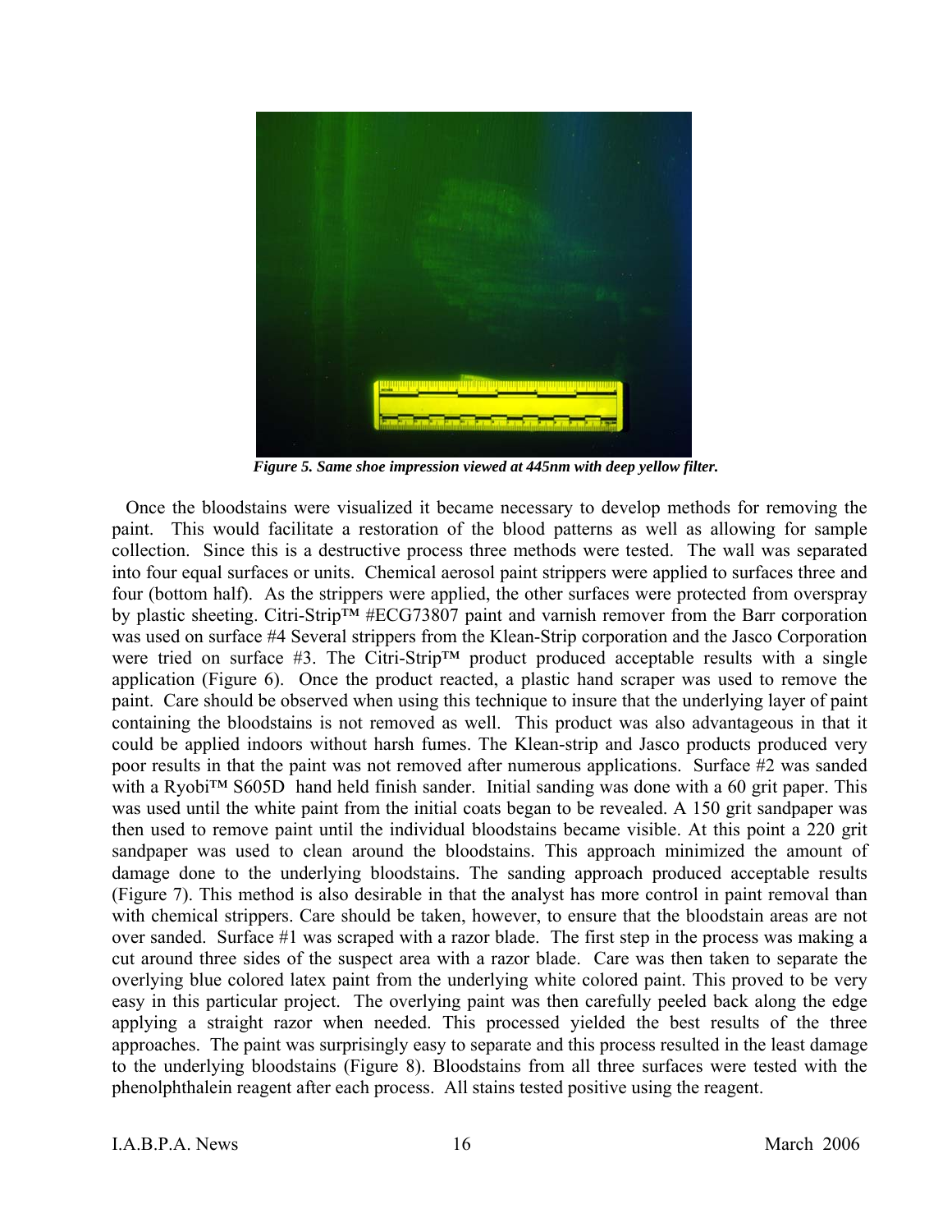*Figure 5. Same shoe impression viewed at 445nm with deep yellow filter.*

Once the bloodstains were visualized it became necessary to develop methods for removing the paint. This would facilitate a restoration of the blood patterns as well as allowing for sample collection. Since this is a destructive process three methods were tested. The wall was separated into four equal surfaces or units. Chemical aerosol paint strippers were applied to surfaces three and four (bottom half). As the strippers were applied, the other surfaces were protected from overspray by plastic sheeting. Citri-Strip™ #ECG73807 paint and varnish remover from the Barr corporation was used on surface #4 Several strippers from the Klean-Strip corporation and the Jasco Corporation were tried on surface #3. The Citri-Strip™ product produced acceptable results with a single application (Figure 6). Once the product reacted, a plastic hand scraper was used to remove the paint. Care should be observed when using this technique to insure that the underlying layer of paint containing the bloodstains is not removed as well. This product was also advantageous in that it could be applied indoors without harsh fumes. The Klean-strip and Jasco products produced very poor results in that the paint was not removed after numerous applications. Surface #2 was sanded with a Ryobi™ S605D hand held finish sander. Initial sanding was done with a 60 grit paper. This was used until the white paint from the initial coats began to be revealed. A 150 grit sandpaper was then used to remove paint until the individual bloodstains became visible. At this point a 220 grit sandpaper was used to clean around the bloodstains. This approach minimized the amount of damage done to the underlying bloodstains. The sanding approach produced acceptable results (Figure 7). This method is also desirable in that the analyst has more control in paint removal than with chemical strippers. Care should be taken, however, to ensure that the bloodstain areas are not over sanded. Surface #1 was scraped with a razor blade. The first step in the process was making a cut around three sides of the suspect area with a razor blade. Care was then taken to separate the overlying blue colored latex paint from the underlying white colored paint. This proved to be very easy in this particular project. The overlying paint was then carefully peeled back along the edge applying a straight razor when needed. This processed yielded the best results of the three approaches. The paint was surprisingly easy to separate and this process resulted in the least damage to the underlying bloodstains (Figure 8). Bloodstains from all three surfaces were tested with the phenolphthalein reagent after each process. All stains tested positive using the reagent.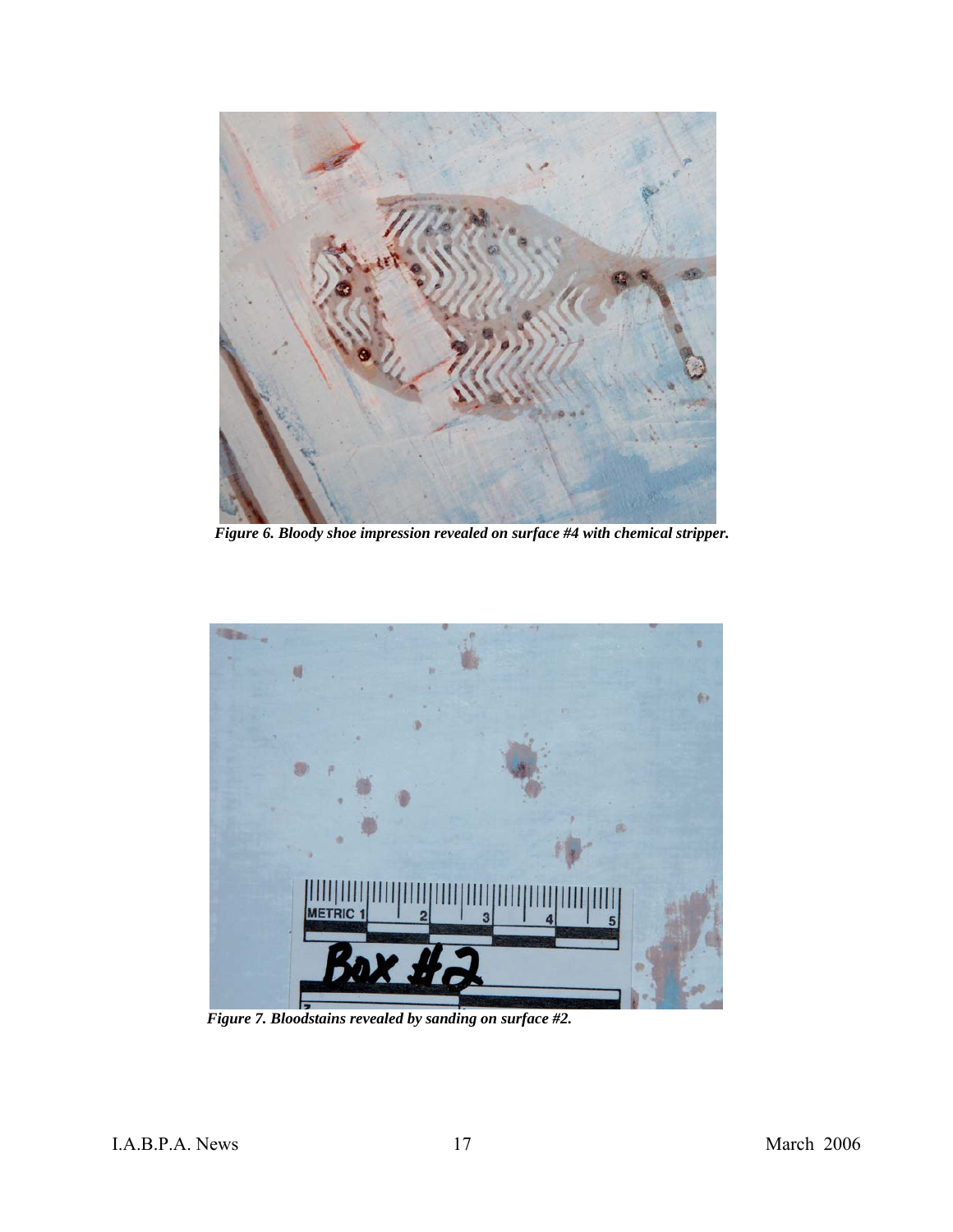*Figure 6. Bloody shoe impression revealed on surface #4 with chemical stripper.*

*Figure 7. Bloodstains revealed by sanding on surface #2.*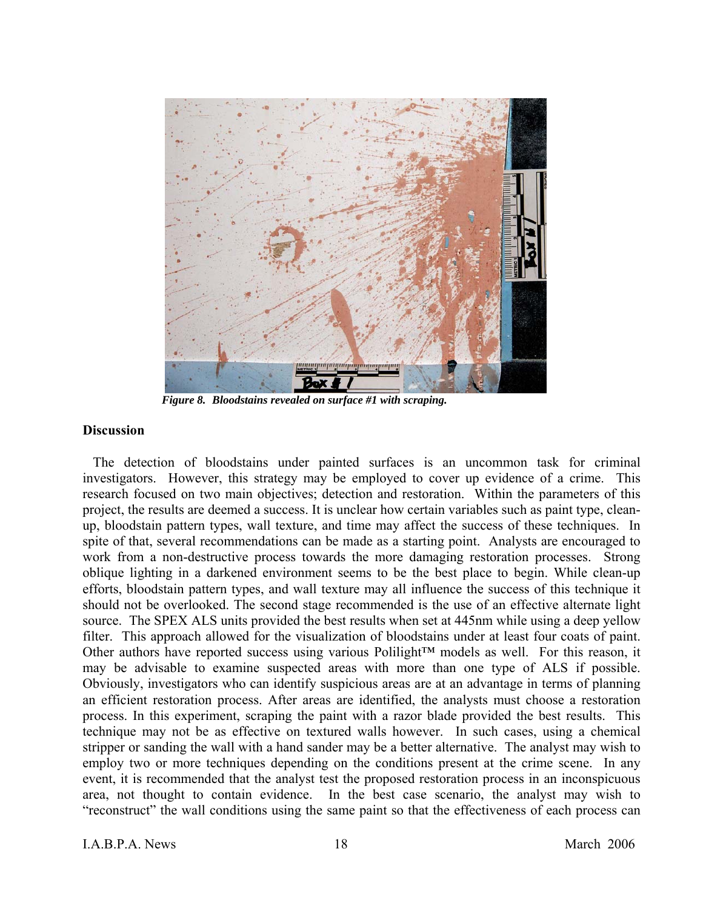*Figure 8. Bloodstains revealed on surface #1 with scraping.*

## Discussion

The detection of bloodstains under painted surfaces is an uncommon task for criminal investigators. However, this strategy may be employed to cover up evidence of a crime. This research focused on two main objectives; detection and restoration. Within the parameters of this project, the results are deemed a success. It is unclear how certain variables such as paint type, clean-up, bloodstain pattern types, wall texture, and time may affect the success of these techniques. In spite of that, several recommendations can be made as a starting point. Analysts are encouraged to work from a non-destructive process towards the more damaging restoration processes. Strong oblique lighting in a darkened environment seems to be the best place to begin. While clean-up efforts, bloodstain pattern types, and wall texture may all influence the success of this technique it should not be overlooked. The second stage recommended is the use of an effective alternate light source. The SPEX ALS units provided the best results when set at 445nm while using a deep yellow filter. This approach allowed for the visualization of bloodstains under at least four coats of paint. Other authors have reported success using various Polilight™ models as well. For this reason, it may be advisable to examine suspected areas with more than one type of ALS if possible. Obviously, investigators who can identify suspicious areas are at an advantage in terms of planning an efficient restoration process. After areas are identified, the analysts must choose a restoration process. In this experiment, scraping the paint with a razor blade provided the best results. This technique may not be as effective on textured walls however. In such cases, using a chemical stripper or sanding the wall with a hand sander may be a better alternative. The analyst may wish to employ two or more techniques depending on the conditions present at the crime scene. In any event, it is recommended that the analyst test the proposed restoration process in an inconspicuous area, not thought to contain evidence. In the best case scenario, the analyst may wish to "reconstruct" the wall conditions using the same paint so that the effectiveness of each process can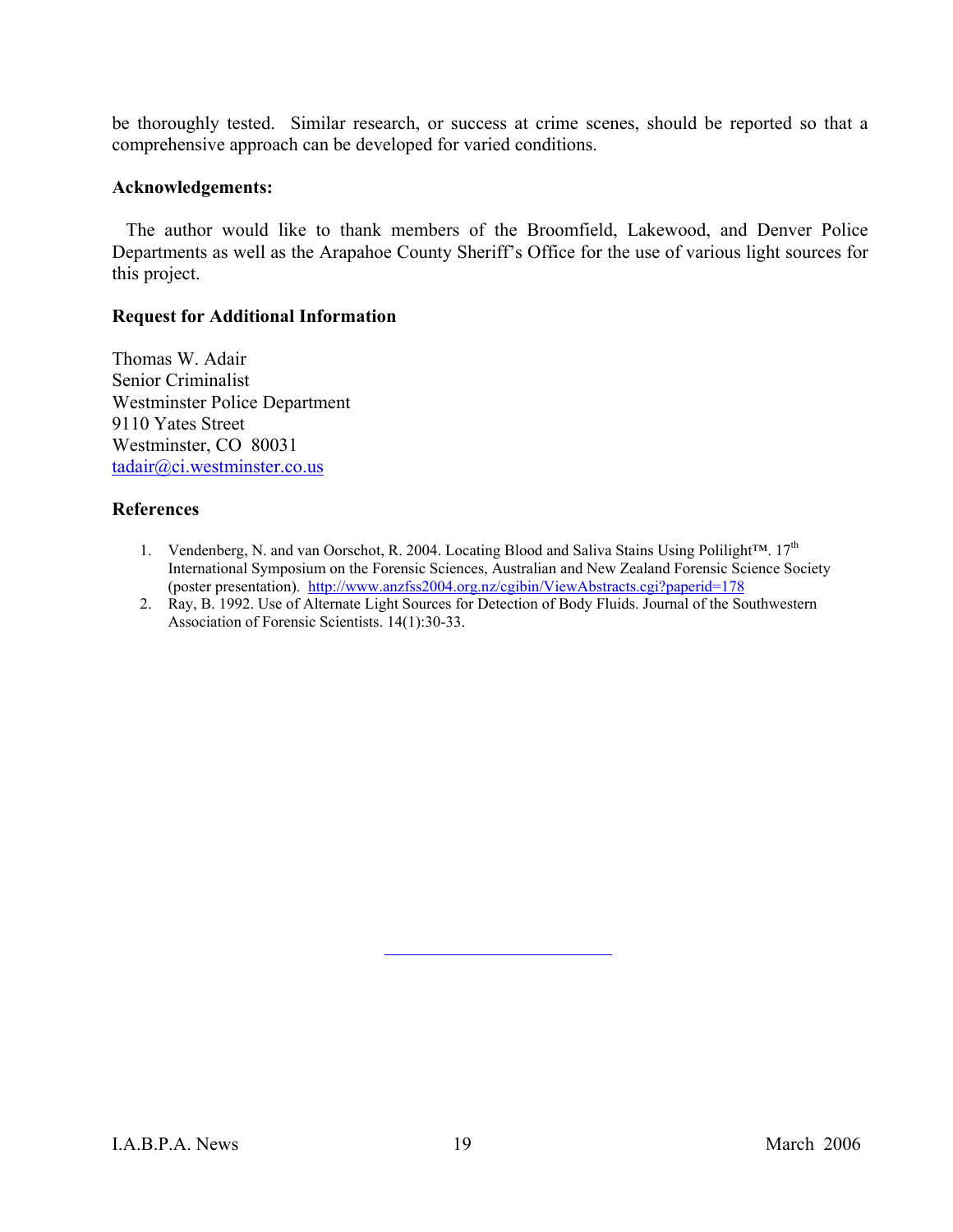be thoroughly tested. Similar research, or success at crime scenes, should be reported so that a comprehensive approach can be developed for varied conditions.

**Acknowledgements:**

The author would like to thank members of the Broomfield, Lakewood, and Denver Police Departments as well as the Arapahoe County Sheriff's Office for the use of various light sources for this project.

**Request for Additional Information**

Thomas W. Adair
Senior Criminalist
Westminster Police Department
9110 Yates Street
Westminster, CO 80031
tadair@ci.westminster.co.us

**References**

1. Vendenberg, N. and van Oorschot, R. 2004. Locating Blood and Saliva Stains Using Polilight™. 17th International Symposium on the Forensic Sciences, Australian and New Zealand Forensic Science Society (poster presentation). http://www.anzfss2004.org.nz/cgibin/ViewAbstracts.cgi?paperid=178
2. Ray, B. 1992. Use of Alternate Light Sources for Detection of Body Fluids. Journal of the Southwestern Association of Forensic Scientists. 14(1):30-33.